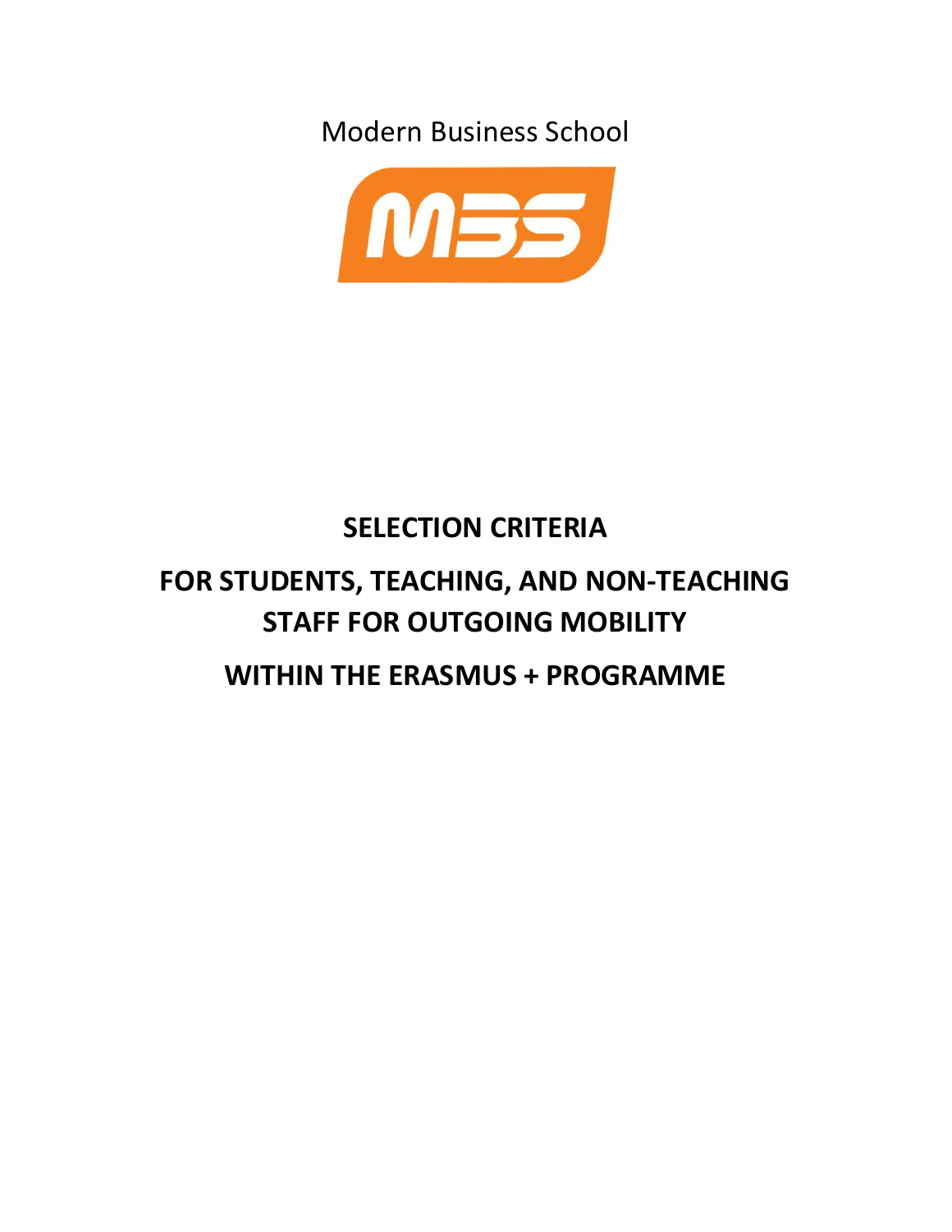Modern Business School

# SELECTION CRITERIA

# FOR STUDENTS, TEACHING, AND NON-TEACHING STAFF FOR OUTGOING MOBILITY

# WITHIN THE ERASMUS + PROGRAMME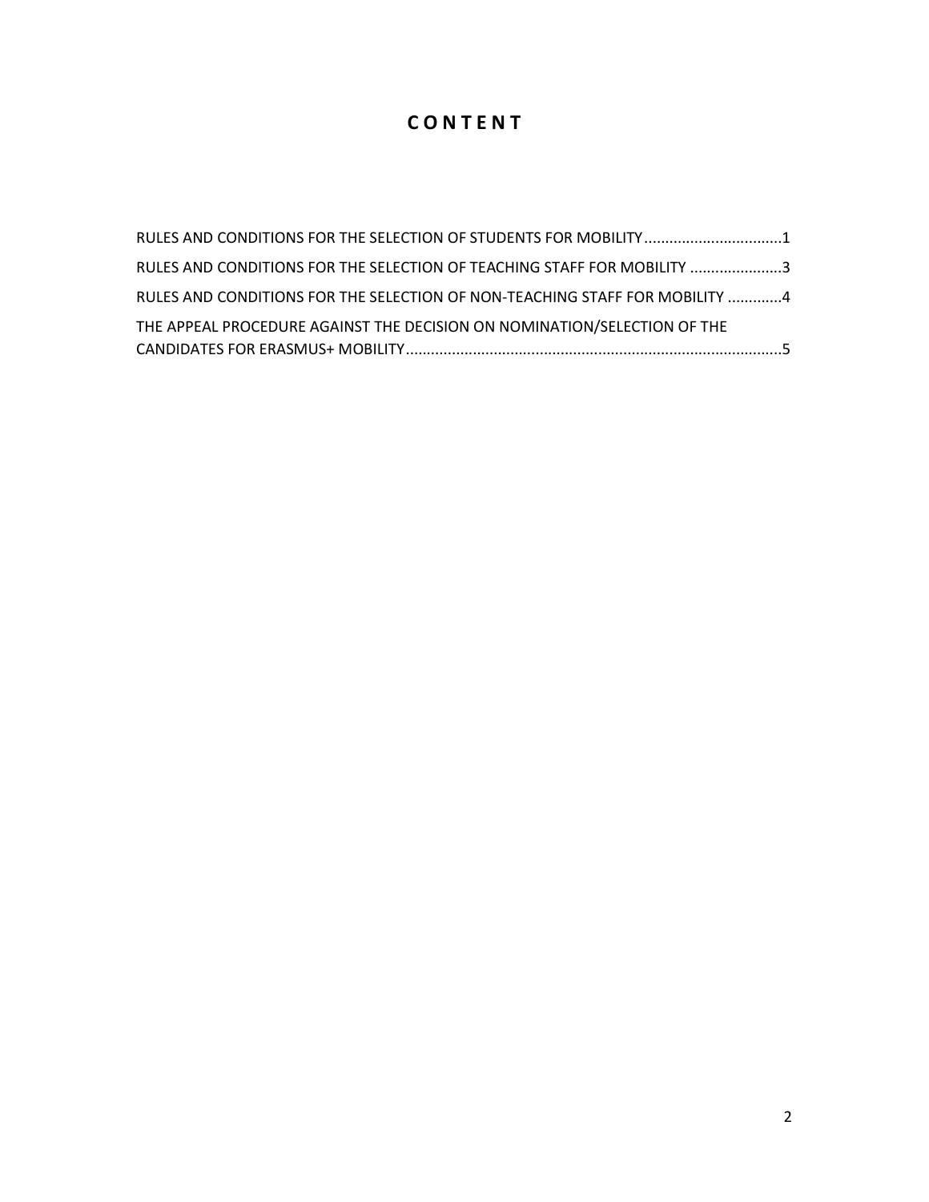# C O N T E N T

RULES AND CONDITIONS FOR THE SELECTION OF STUDENTS FOR MOBILITY................................1

RULES AND CONDITIONS FOR THE SELECTION OF TEACHING STAFF FOR MOBILITY .....................3

RULES AND CONDITIONS FOR THE SELECTION OF NON-TEACHING STAFF FOR MOBILITY ............4

THE APPEAL PROCEDURE AGAINST THE DECISION ON NOMINATION/SELECTION OF THE CANDIDATES FOR ERASMUS+ MOBILITY.........................................................................................5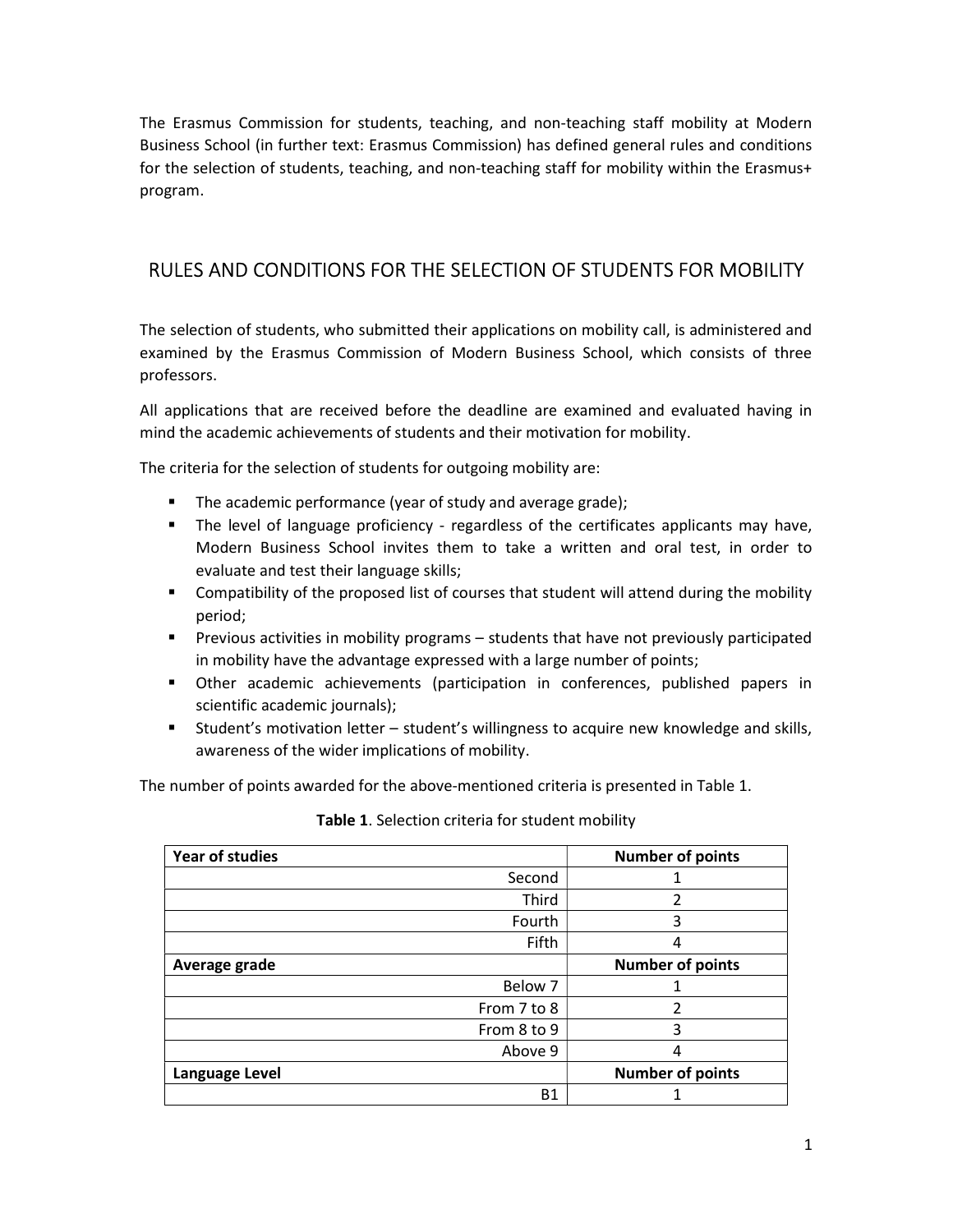The Erasmus Commission for students, teaching, and non-teaching staff mobility at Modern Business School (in further text: Erasmus Commission) has defined general rules and conditions for the selection of students, teaching, and non-teaching staff for mobility within the Erasmus+ program.

## RULES AND CONDITIONS FOR THE SELECTION OF STUDENTS FOR MOBILITY

The selection of students, who submitted their applications on mobility call, is administered and examined by the Erasmus Commission of Modern Business School, which consists of three professors.

All applications that are received before the deadline are examined and evaluated having in mind the academic achievements of students and their motivation for mobility.

The criteria for the selection of students for outgoing mobility are:

- The academic performance (year of study and average grade);
- The level of language proficiency - regardless of the certificates applicants may have, Modern Business School invites them to take a written and oral test, in order to evaluate and test their language skills;
- Compatibility of the proposed list of courses that student will attend during the mobility period;
- Previous activities in mobility programs – students that have not previously participated in mobility have the advantage expressed with a large number of points;
- Other academic achievements (participation in conferences, published papers in scientific academic journals);
- Student's motivation letter – student's willingness to acquire new knowledge and skills, awareness of the wider implications of mobility.

The number of points awarded for the above-mentioned criteria is presented in Table 1.

**Table 1**. Selection criteria for student mobility

| **Year of studies** | **Number of points** |
|---|---|
| Second | 1 |
| Third | 2 |
| Fourth | 3 |
| Fifth | 4 |
| **Average grade** | **Number of points** |
| Below 7 | 1 |
| From 7 to 8 | 2 |
| From 8 to 9 | 3 |
| Above 9 | 4 |
| **Language Level** | **Number of points** |
| B1 | 1 |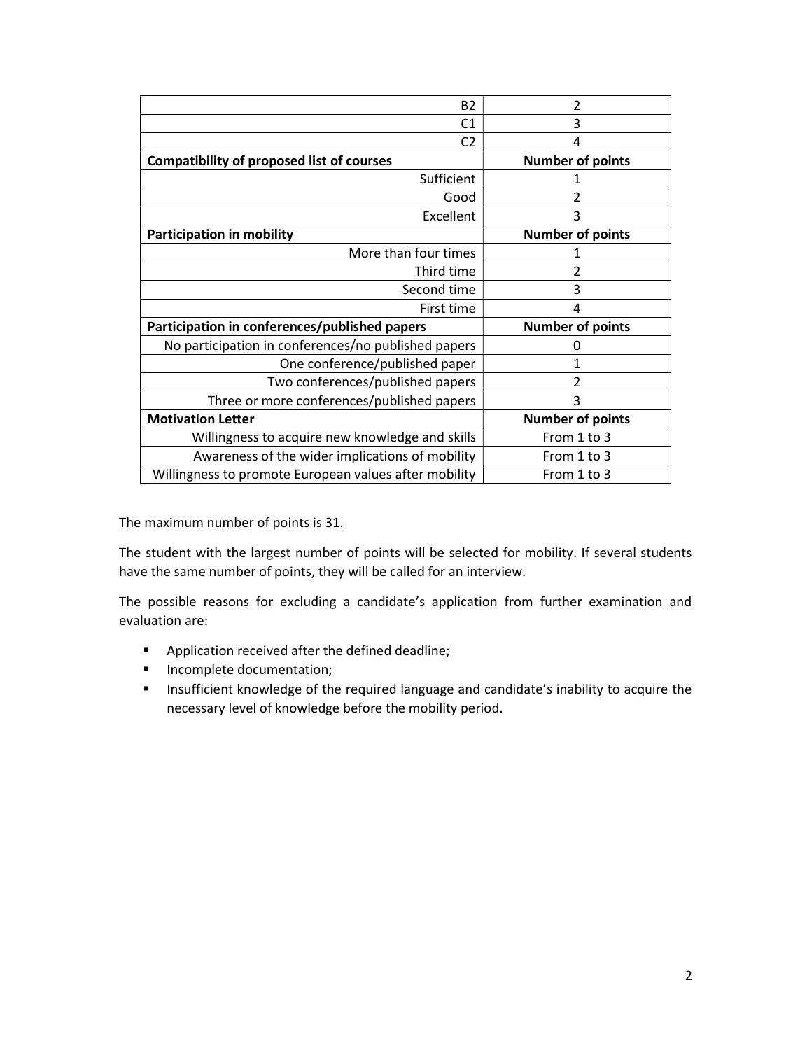| | |
|---|---|
| B2 | 2 |
| C1 | 3 |
| C2 | 4 |
| **Compatibility of proposed list of courses** | **Number of points** |
| Sufficient | 1 |
| Good | 2 |
| Excellent | 3 |
| **Participation in mobility** | **Number of points** |
| More than four times | 1 |
| Third time | 2 |
| Second time | 3 |
| First time | 4 |
| **Participation in conferences/published papers** | **Number of points** |
| No participation in conferences/no published papers | 0 |
| One conference/published paper | 1 |
| Two conferences/published papers | 2 |
| Three or more conferences/published papers | 3 |
| **Motivation Letter** | **Number of points** |
| Willingness to acquire new knowledge and skills | From 1 to 3 |
| Awareness of the wider implications of mobility | From 1 to 3 |
| Willingness to promote European values after mobility | From 1 to 3 |

The maximum number of points is 31.

The student with the largest number of points will be selected for mobility. If several students have the same number of points, they will be called for an interview.

The possible reasons for excluding a candidate's application from further examination and evaluation are:

- Application received after the defined deadline;
- Incomplete documentation;
- Insufficient knowledge of the required language and candidate's inability to acquire the necessary level of knowledge before the mobility period.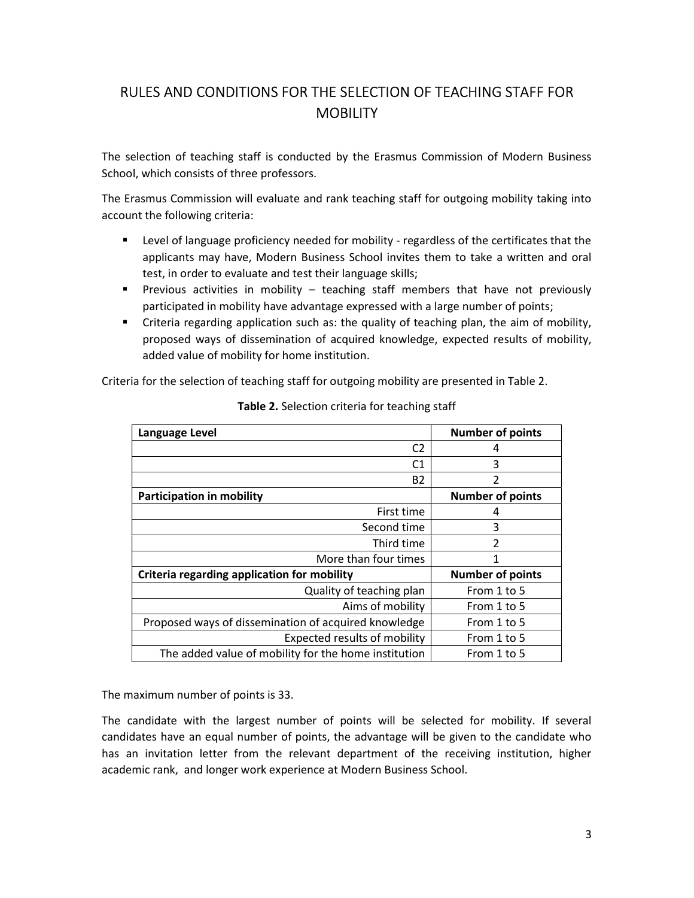# RULES AND CONDITIONS FOR THE SELECTION OF TEACHING STAFF FOR MOBILITY

The selection of teaching staff is conducted by the Erasmus Commission of Modern Business School, which consists of three professors.

The Erasmus Commission will evaluate and rank teaching staff for outgoing mobility taking into account the following criteria:

- Level of language proficiency needed for mobility - regardless of the certificates that the applicants may have, Modern Business School invites them to take a written and oral test, in order to evaluate and test their language skills;
- Previous activities in mobility – teaching staff members that have not previously participated in mobility have advantage expressed with a large number of points;
- Criteria regarding application such as: the quality of teaching plan, the aim of mobility, proposed ways of dissemination of acquired knowledge, expected results of mobility, added value of mobility for home institution.

Criteria for the selection of teaching staff for outgoing mobility are presented in Table 2.

**Table 2.** Selection criteria for teaching staff

| **Language Level** | **Number of points** |
|---|---|
| C2 | 4 |
| C1 | 3 |
| B2 | 2 |
| **Participation in mobility** | **Number of points** |
| First time | 4 |
| Second time | 3 |
| Third time | 2 |
| More than four times | 1 |
| **Criteria regarding application for mobility** | **Number of points** |
| Quality of teaching plan | From 1 to 5 |
| Aims of mobility | From 1 to 5 |
| Proposed ways of dissemination of acquired knowledge | From 1 to 5 |
| Expected results of mobility | From 1 to 5 |
| The added value of mobility for the home institution | From 1 to 5 |

The maximum number of points is 33.

The candidate with the largest number of points will be selected for mobility. If several candidates have an equal number of points, the advantage will be given to the candidate who has an invitation letter from the relevant department of the receiving institution, higher academic rank, and longer work experience at Modern Business School.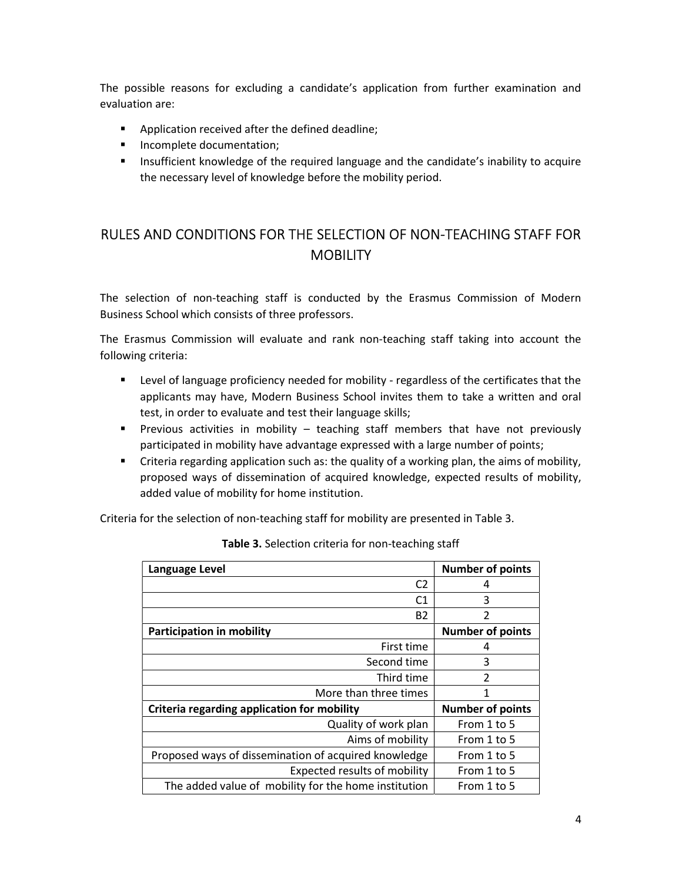The possible reasons for excluding a candidate's application from further examination and evaluation are:

- Application received after the defined deadline;
- Incomplete documentation;
- Insufficient knowledge of the required language and the candidate's inability to acquire the necessary level of knowledge before the mobility period.

## RULES AND CONDITIONS FOR THE SELECTION OF NON-TEACHING STAFF FOR MOBILITY

The selection of non-teaching staff is conducted by the Erasmus Commission of Modern Business School which consists of three professors.

The Erasmus Commission will evaluate and rank non-teaching staff taking into account the following criteria:

- Level of language proficiency needed for mobility - regardless of the certificates that the applicants may have, Modern Business School invites them to take a written and oral test, in order to evaluate and test their language skills;
- Previous activities in mobility – teaching staff members that have not previously participated in mobility have advantage expressed with a large number of points;
- Criteria regarding application such as: the quality of a working plan, the aims of mobility, proposed ways of dissemination of acquired knowledge, expected results of mobility, added value of mobility for home institution.

Criteria for the selection of non-teaching staff for mobility are presented in Table 3.

**Table 3.** Selection criteria for non-teaching staff

| **Language Level** | **Number of points** |
|---:|:---:|
| C2 | 4 |
| C1 | 3 |
| B2 | 2 |
| **Participation in mobility** | **Number of points** |
| First time | 4 |
| Second time | 3 |
| Third time | 2 |
| More than three times | 1 |
| **Criteria regarding application for mobility** | **Number of points** |
| Quality of work plan | From 1 to 5 |
| Aims of mobility | From 1 to 5 |
| Proposed ways of dissemination of acquired knowledge | From 1 to 5 |
| Expected results of mobility | From 1 to 5 |
| The added value of mobility for the home institution | From 1 to 5 |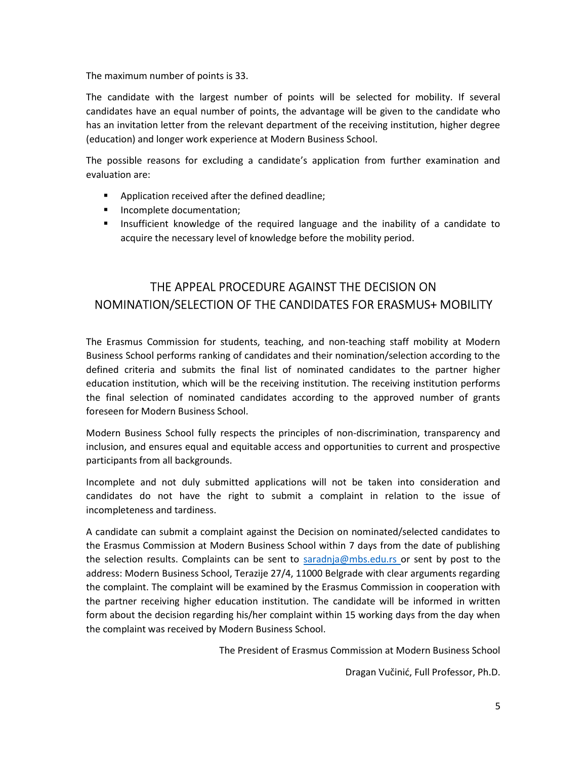The maximum number of points is 33.

The candidate with the largest number of points will be selected for mobility. If several candidates have an equal number of points, the advantage will be given to the candidate who has an invitation letter from the relevant department of the receiving institution, higher degree (education) and longer work experience at Modern Business School.

The possible reasons for excluding a candidate's application from further examination and evaluation are:

- Application received after the defined deadline;
- Incomplete documentation;
- Insufficient knowledge of the required language and the inability of a candidate to acquire the necessary level of knowledge before the mobility period.

## THE APPEAL PROCEDURE AGAINST THE DECISION ON NOMINATION/SELECTION OF THE CANDIDATES FOR ERASMUS+ MOBILITY

The Erasmus Commission for students, teaching, and non-teaching staff mobility at Modern Business School performs ranking of candidates and their nomination/selection according to the defined criteria and submits the final list of nominated candidates to the partner higher education institution, which will be the receiving institution. The receiving institution performs the final selection of nominated candidates according to the approved number of grants foreseen for Modern Business School.

Modern Business School fully respects the principles of non-discrimination, transparency and inclusion, and ensures equal and equitable access and opportunities to current and prospective participants from all backgrounds.

Incomplete and not duly submitted applications will not be taken into consideration and candidates do not have the right to submit a complaint in relation to the issue of incompleteness and tardiness.

A candidate can submit a complaint against the Decision on nominated/selected candidates to the Erasmus Commission at Modern Business School within 7 days from the date of publishing the selection results. Complaints can be sent to saradnja@mbs.edu.rs or sent by post to the address: Modern Business School, Terazije 27/4, 11000 Belgrade with clear arguments regarding the complaint. The complaint will be examined by the Erasmus Commission in cooperation with the partner receiving higher education institution. The candidate will be informed in written form about the decision regarding his/her complaint within 15 working days from the day when the complaint was received by Modern Business School.

The President of Erasmus Commission at Modern Business School

Dragan Vučinić, Full Professor, Ph.D.